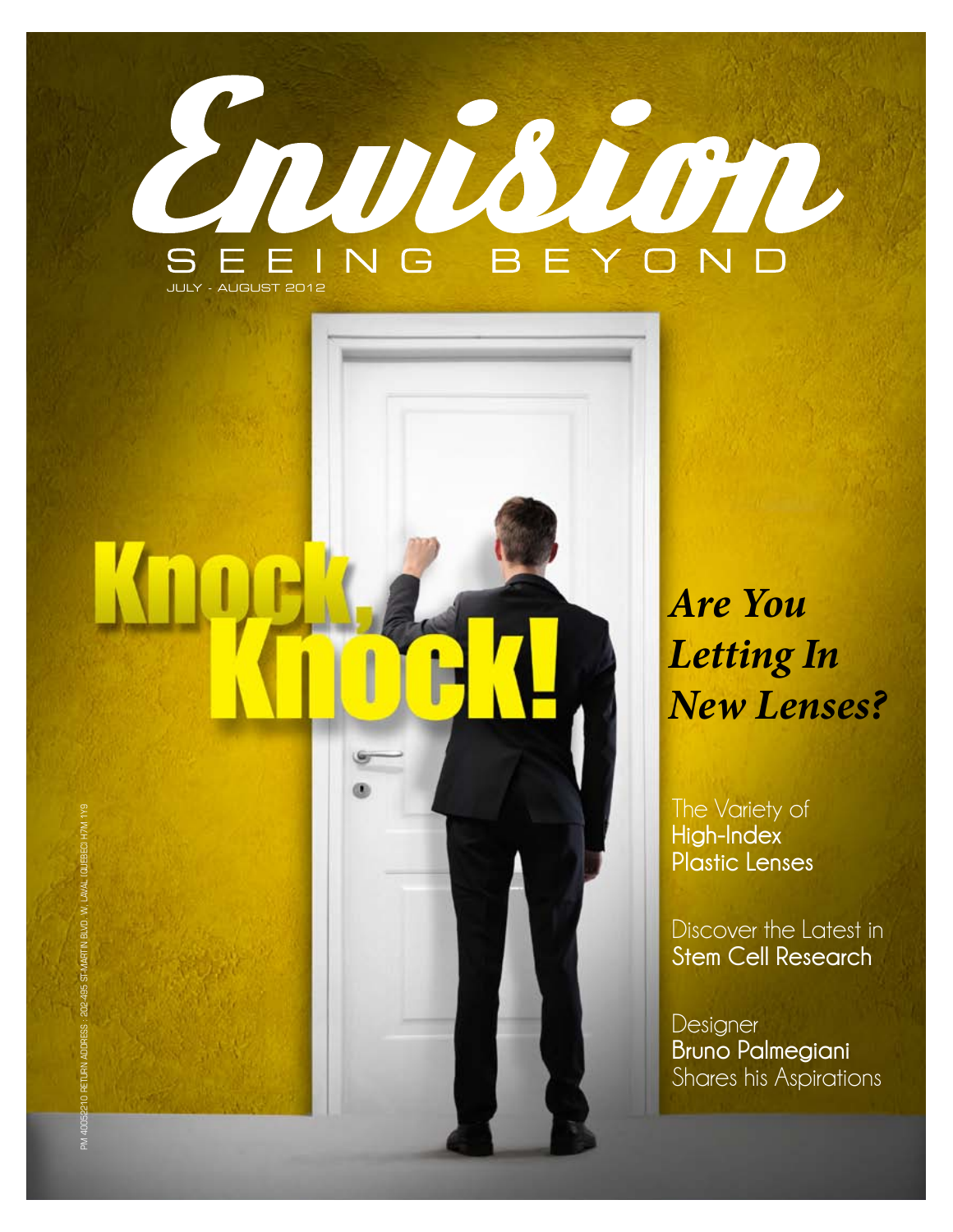# Envision

SEEING BEYOND

JULY - AUGUST 2012

## Knock, Knock!

***Are You Letting In New Lenses?***

The Variety of **High-Index Plastic Lenses**

Discover the Latest in **Stem Cell Research**

Designer **Bruno Palmegiani** Shares his Aspirations

PM 40052210 RETURN ADDRESS : 202-495 ST-MARTIN BLVD. W., LAVAL (QUEBEC) H7M 1Y9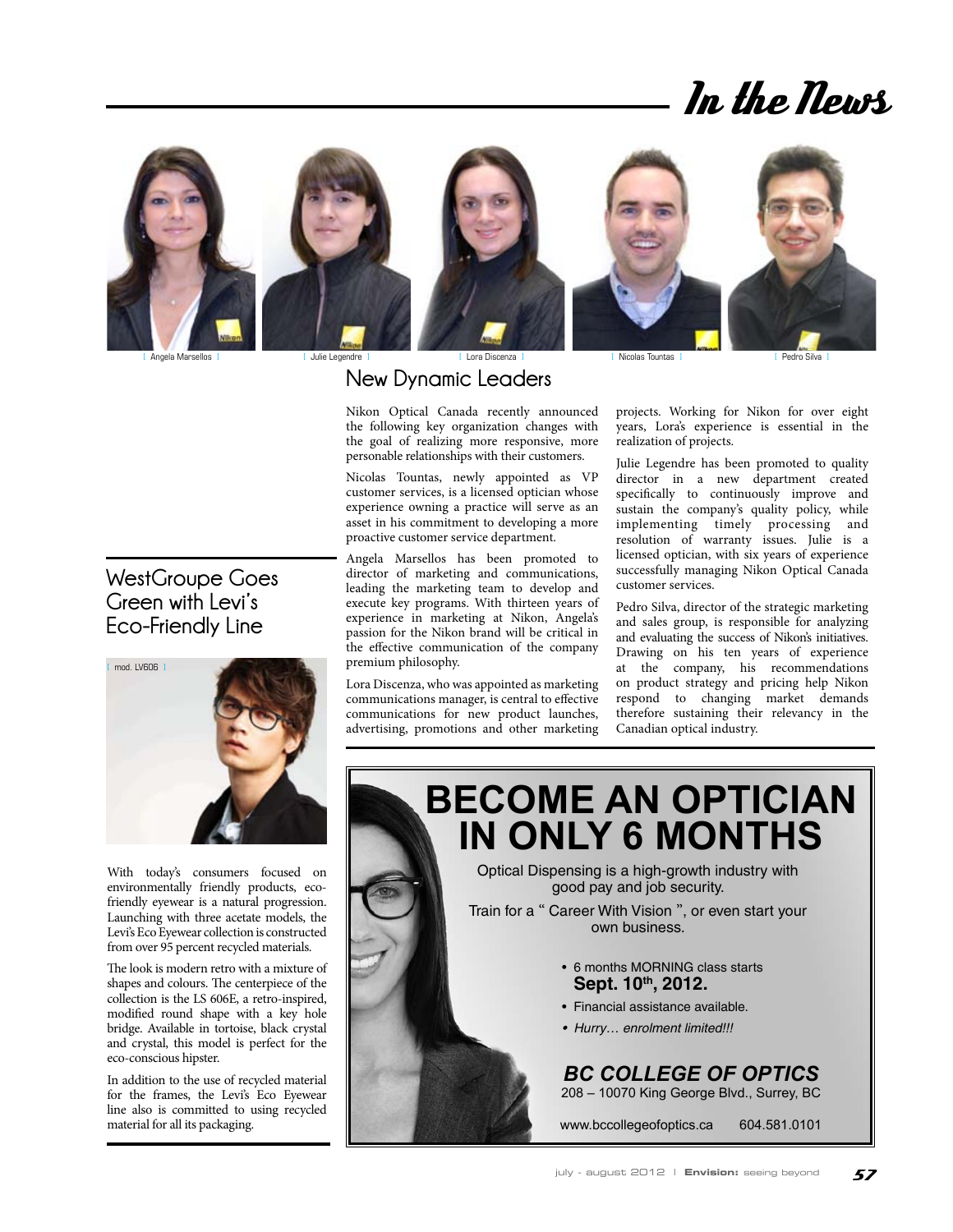# In the News

Angela Marsellos | Julie Legendre | Lora Discenza | Nicolas Tountas | Pedro Silva

## New Dynamic Leaders

Nikon Optical Canada recently announced the following key organization changes with the goal of realizing more responsive, more personable relationships with their customers.

Nicolas Tountas, newly appointed as VP customer services, is a licensed optician whose experience owning a practice will serve as an asset in his commitment to developing a more proactive customer service department.

Angela Marsellos has been promoted to director of marketing and communications, leading the marketing team to develop and execute key programs. With thirteen years of experience in marketing at Nikon, Angela's passion for the Nikon brand will be critical in the effective communication of the company premium philosophy.

Lora Discenza, who was appointed as marketing communications manager, is central to effective communications for new product launches, advertising, promotions and other marketing projects. Working for Nikon for over eight years, Lora's experience is essential in the realization of projects.

Julie Legendre has been promoted to quality director in a new department created specifically to continuously improve and sustain the company's quality policy, while implementing timely processing and resolution of warranty issues. Julie is a licensed optician, with six years of experience successfully managing Nikon Optical Canada customer services.

Pedro Silva, director of the strategic marketing and sales group, is responsible for analyzing and evaluating the success of Nikon's initiatives. Drawing on his ten years of experience at the company, his recommendations on product strategy and pricing help Nikon respond to changing market demands therefore sustaining their relevancy in the Canadian optical industry.

## WestGroupe Goes Green with Levi's Eco-Friendly Line

mod. LV606

With today's consumers focused on environmentally friendly products, eco-friendly eyewear is a natural progression. Launching with three acetate models, the Levi's Eco Eyewear collection is constructed from over 95 percent recycled materials.

The look is modern retro with a mixture of shapes and colours. The centerpiece of the collection is the LS 606E, a retro-inspired, modified round shape with a key hole bridge. Available in tortoise, black crystal and crystal, this model is perfect for the eco-conscious hipster.

In addition to the use of recycled material for the frames, the Levi's Eco Eyewear line also is committed to using recycled material for all its packaging.

# BECOME AN OPTICIAN IN ONLY 6 MONTHS

Optical Dispensing is a high-growth industry with good pay and job security.

Train for a " Career With Vision ", or even start your own business.

- 6 months MORNING class starts **Sept. 10th, 2012.**
- Financial assistance available.
- *Hurry… enrolment limited!!!*

***BC COLLEGE OF OPTICS***

208 – 10070 King George Blvd., Surrey, BC

www.bccollegeofoptics.ca 604.581.0101